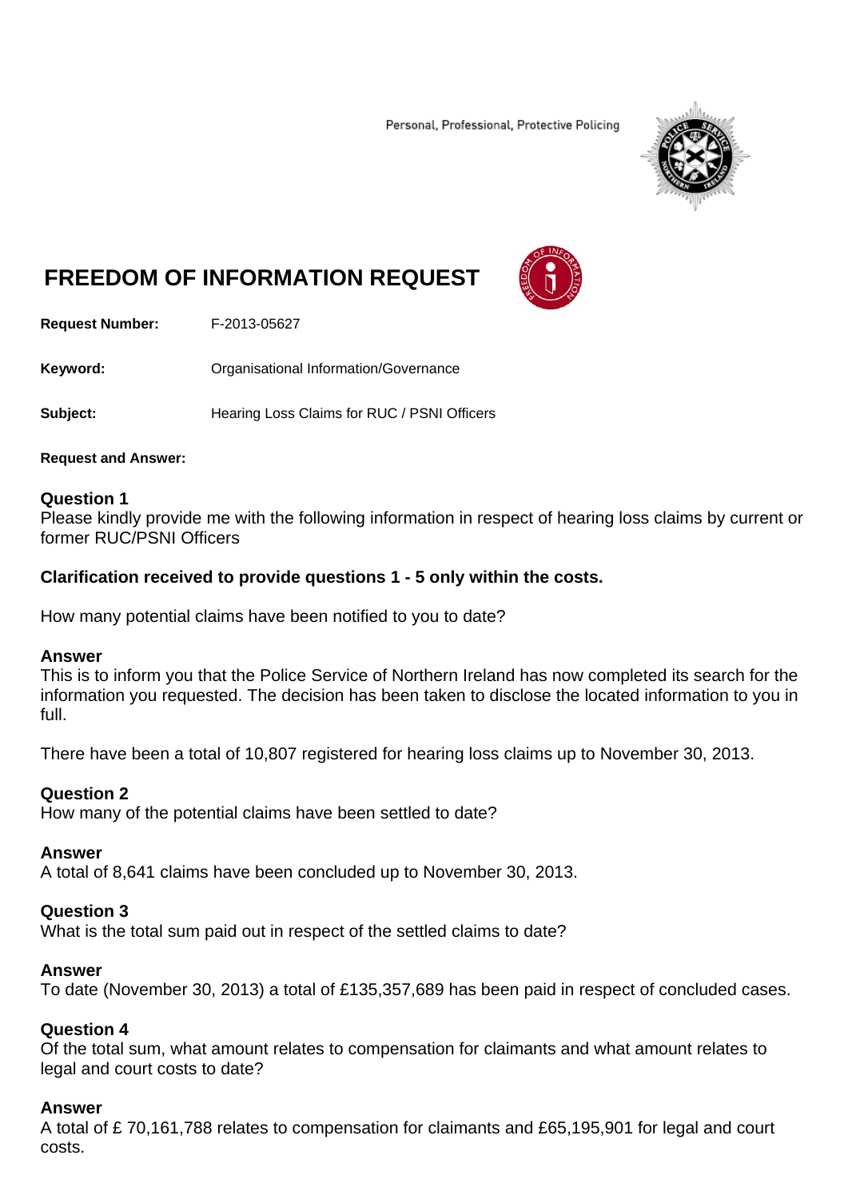Personal, Professional, Protective Policing

# FREEDOM OF INFORMATION REQUEST

**Request Number:** F-2013-05627

**Keyword:** Organisational Information/Governance

**Subject:** Hearing Loss Claims for RUC / PSNI Officers

**Request and Answer:**

**Question 1**
Please kindly provide me with the following information in respect of hearing loss claims by current or former RUC/PSNI Officers

**Clarification received to provide questions 1 - 5 only within the costs.**

How many potential claims have been notified to you to date?

**Answer**
This is to inform you that the Police Service of Northern Ireland has now completed its search for the information you requested. The decision has been taken to disclose the located information to you in full.

There have been a total of 10,807 registered for hearing loss claims up to November 30, 2013.

**Question 2**
How many of the potential claims have been settled to date?

**Answer**
A total of 8,641 claims have been concluded up to November 30, 2013.

**Question 3**
What is the total sum paid out in respect of the settled claims to date?

**Answer**
To date (November 30, 2013) a total of £135,357,689 has been paid in respect of concluded cases.

**Question 4**
Of the total sum, what amount relates to compensation for claimants and what amount relates to legal and court costs to date?

**Answer**
A total of £ 70,161,788 relates to compensation for claimants and £65,195,901 for legal and court costs.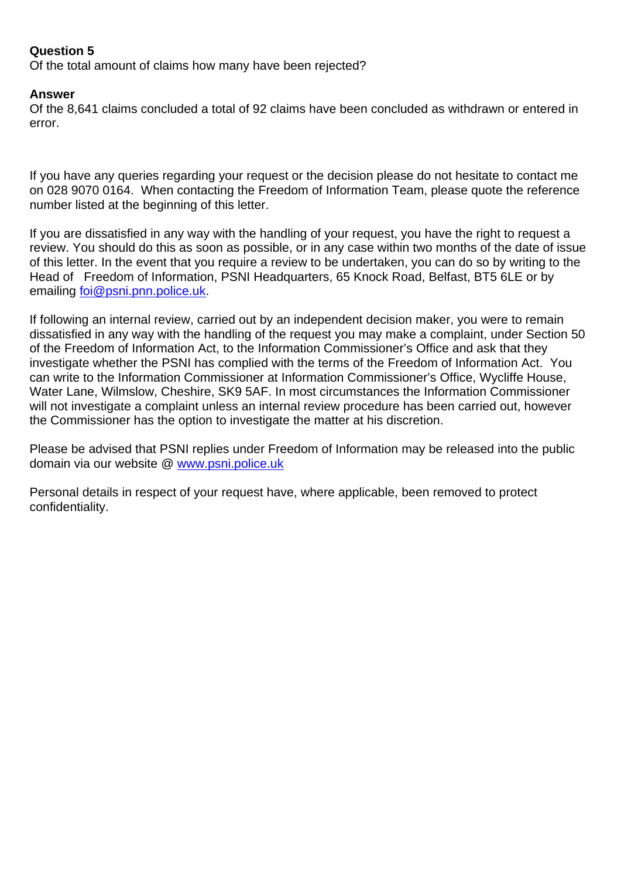**Question 5**
Of the total amount of claims how many have been rejected?

**Answer**
Of the 8,641 claims concluded a total of 92 claims have been concluded as withdrawn or entered in error.

If you have any queries regarding your request or the decision please do not hesitate to contact me on 028 9070 0164. When contacting the Freedom of Information Team, please quote the reference number listed at the beginning of this letter.

If you are dissatisfied in any way with the handling of your request, you have the right to request a review. You should do this as soon as possible, or in any case within two months of the date of issue of this letter. In the event that you require a review to be undertaken, you can do so by writing to the Head of Freedom of Information, PSNI Headquarters, 65 Knock Road, Belfast, BT5 6LE or by emailing foi@psni.pnn.police.uk.

If following an internal review, carried out by an independent decision maker, you were to remain dissatisfied in any way with the handling of the request you may make a complaint, under Section 50 of the Freedom of Information Act, to the Information Commissioner's Office and ask that they investigate whether the PSNI has complied with the terms of the Freedom of Information Act. You can write to the Information Commissioner at Information Commissioner's Office, Wycliffe House, Water Lane, Wilmslow, Cheshire, SK9 5AF. In most circumstances the Information Commissioner will not investigate a complaint unless an internal review procedure has been carried out, however the Commissioner has the option to investigate the matter at his discretion.

Please be advised that PSNI replies under Freedom of Information may be released into the public domain via our website @ www.psni.police.uk

Personal details in respect of your request have, where applicable, been removed to protect confidentiality.